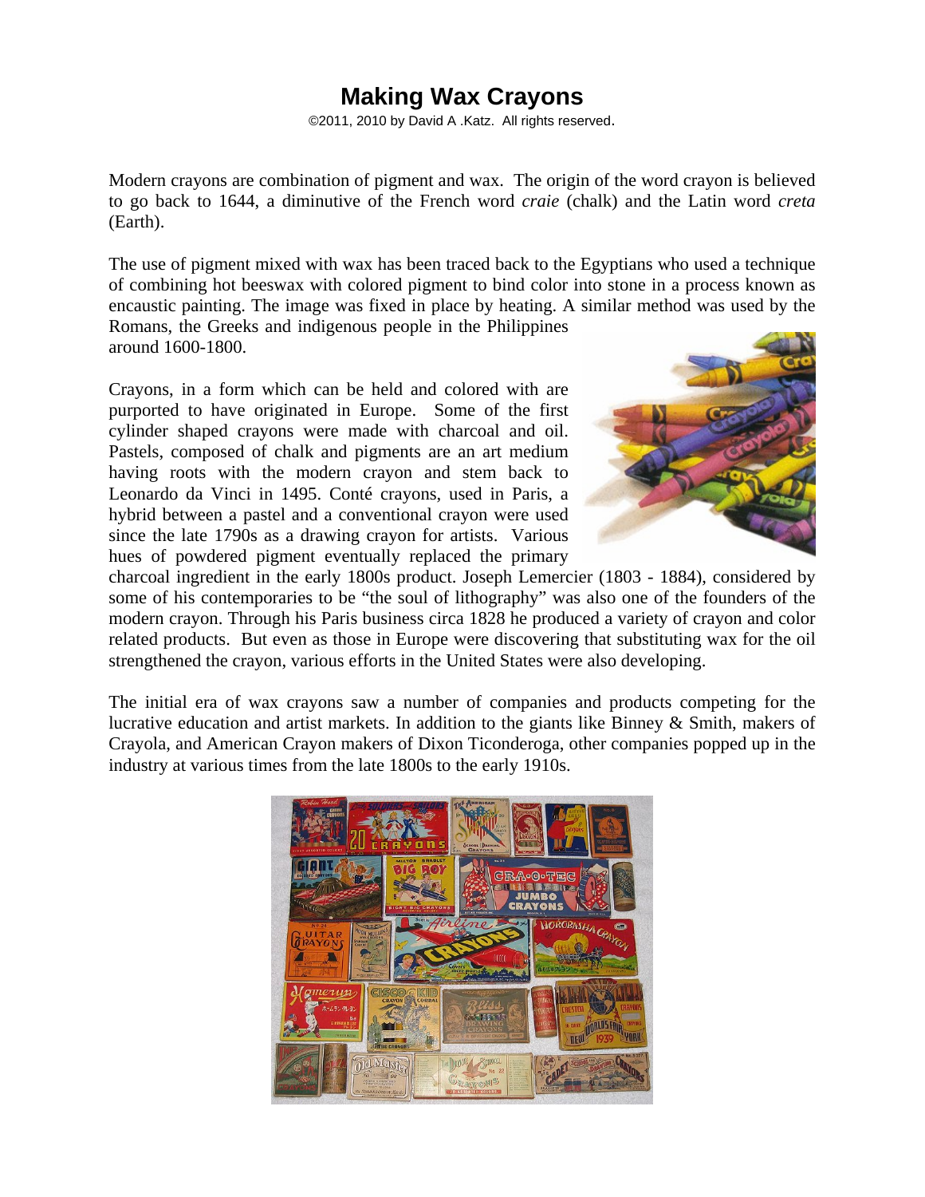# Making Wax Crayons

©2011, 2010 by David A .Katz. All rights reserved.

Modern crayons are combination of pigment and wax. The origin of the word crayon is believed to go back to 1644, a diminutive of the French word *craie* (chalk) and the Latin word *creta* (Earth).

The use of pigment mixed with wax has been traced back to the Egyptians who used a technique of combining hot beeswax with colored pigment to bind color into stone in a process known as encaustic painting. The image was fixed in place by heating. A similar method was used by the Romans, the Greeks and indigenous people in the Philippines around 1600-1800.

Crayons, in a form which can be held and colored with are purported to have originated in Europe. Some of the first cylinder shaped crayons were made with charcoal and oil. Pastels, composed of chalk and pigments are an art medium having roots with the modern crayon and stem back to Leonardo da Vinci in 1495. Conté crayons, used in Paris, a hybrid between a pastel and a conventional crayon were used since the late 1790s as a drawing crayon for artists. Various hues of powdered pigment eventually replaced the primary charcoal ingredient in the early 1800s product. Joseph Lemercier (1803 - 1884), considered by some of his contemporaries to be "the soul of lithography" was also one of the founders of the modern crayon. Through his Paris business circa 1828 he produced a variety of crayon and color related products. But even as those in Europe were discovering that substituting wax for the oil strengthened the crayon, various efforts in the United States were also developing.

The initial era of wax crayons saw a number of companies and products competing for the lucrative education and artist markets. In addition to the giants like Binney & Smith, makers of Crayola, and American Crayon makers of Dixon Ticonderoga, other companies popped up in the industry at various times from the late 1800s to the early 1910s.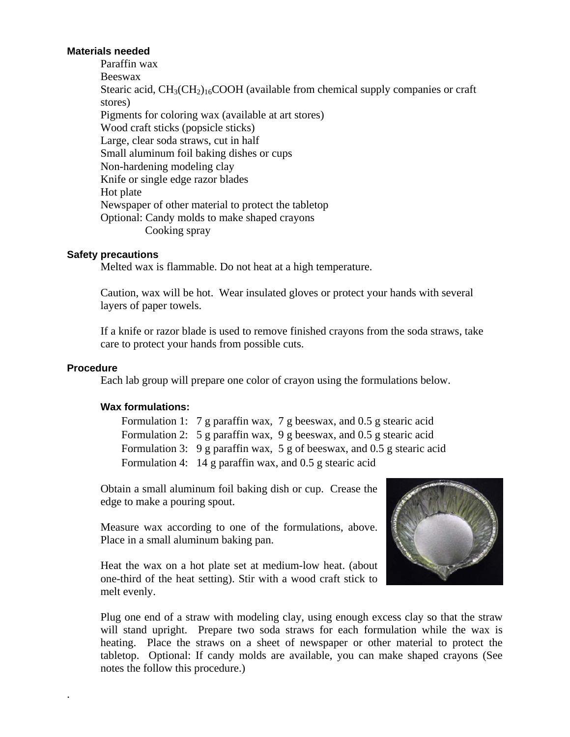### Materials needed

Paraffin wax
Beeswax
Stearic acid, $CH_3(CH_2)_{16}COOH$ (available from chemical supply companies or craft stores)
Pigments for coloring wax (available at art stores)
Wood craft sticks (popsicle sticks)
Large, clear soda straws, cut in half
Small aluminum foil baking dishes or cups
Non-hardening modeling clay
Knife or single edge razor blades
Hot plate
Newspaper of other material to protect the tabletop
Optional: Candy molds to make shaped crayons
Cooking spray

### Safety precautions

Melted wax is flammable. Do not heat at a high temperature.

Caution, wax will be hot. Wear insulated gloves or protect your hands with several layers of paper towels.

If a knife or razor blade is used to remove finished crayons from the soda straws, take care to protect your hands from possible cuts.

### Procedure

Each lab group will prepare one color of crayon using the formulations below.

#### Wax formulations:

Formulation 1: 7 g paraffin wax, 7 g beeswax, and 0.5 g stearic acid
Formulation 2: 5 g paraffin wax, 9 g beeswax, and 0.5 g stearic acid
Formulation 3: 9 g paraffin wax, 5 g of beeswax, and 0.5 g stearic acid
Formulation 4: 14 g paraffin wax, and 0.5 g stearic acid

Obtain a small aluminum foil baking dish or cup. Crease the edge to make a pouring spout.

Measure wax according to one of the formulations, above. Place in a small aluminum baking pan.

Heat the wax on a hot plate set at medium-low heat. (about one-third of the heat setting). Stir with a wood craft stick to melt evenly.

Plug one end of a straw with modeling clay, using enough excess clay so that the straw will stand upright. Prepare two soda straws for each formulation while the wax is heating. Place the straws on a sheet of newspaper or other material to protect the tabletop. Optional: If candy molds are available, you can make shaped crayons (See notes the follow this procedure.)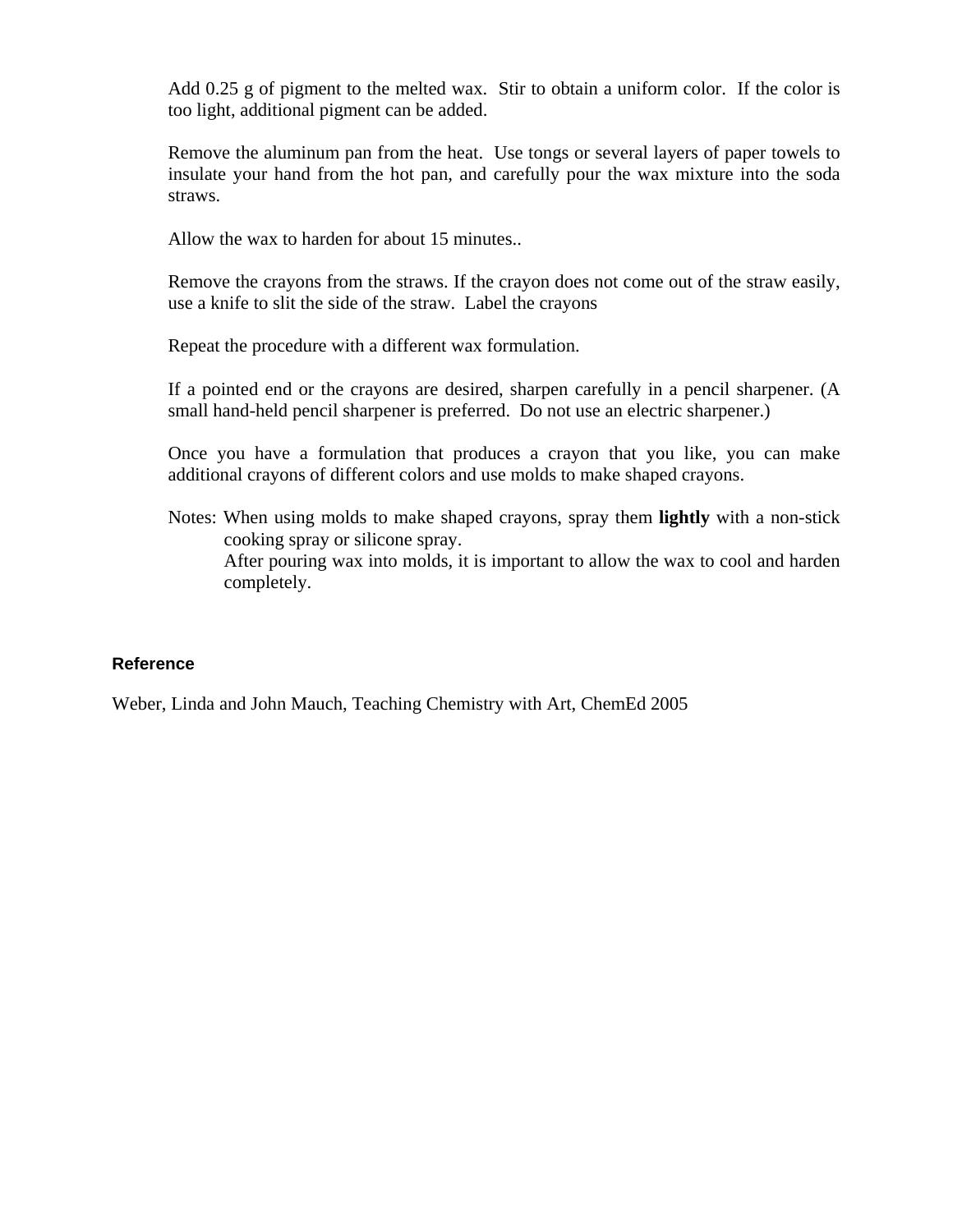Add 0.25 g of pigment to the melted wax. Stir to obtain a uniform color. If the color is too light, additional pigment can be added.

Remove the aluminum pan from the heat. Use tongs or several layers of paper towels to insulate your hand from the hot pan, and carefully pour the wax mixture into the soda straws.

Allow the wax to harden for about 15 minutes..

Remove the crayons from the straws. If the crayon does not come out of the straw easily, use a knife to slit the side of the straw. Label the crayons

Repeat the procedure with a different wax formulation.

If a pointed end or the crayons are desired, sharpen carefully in a pencil sharpener. (A small hand-held pencil sharpener is preferred. Do not use an electric sharpener.)

Once you have a formulation that produces a crayon that you like, you can make additional crayons of different colors and use molds to make shaped crayons.

Notes: When using molds to make shaped crayons, spray them **lightly** with a non-stick cooking spray or silicone spray.
After pouring wax into molds, it is important to allow the wax to cool and harden completely.

## Reference

Weber, Linda and John Mauch, Teaching Chemistry with Art, ChemEd 2005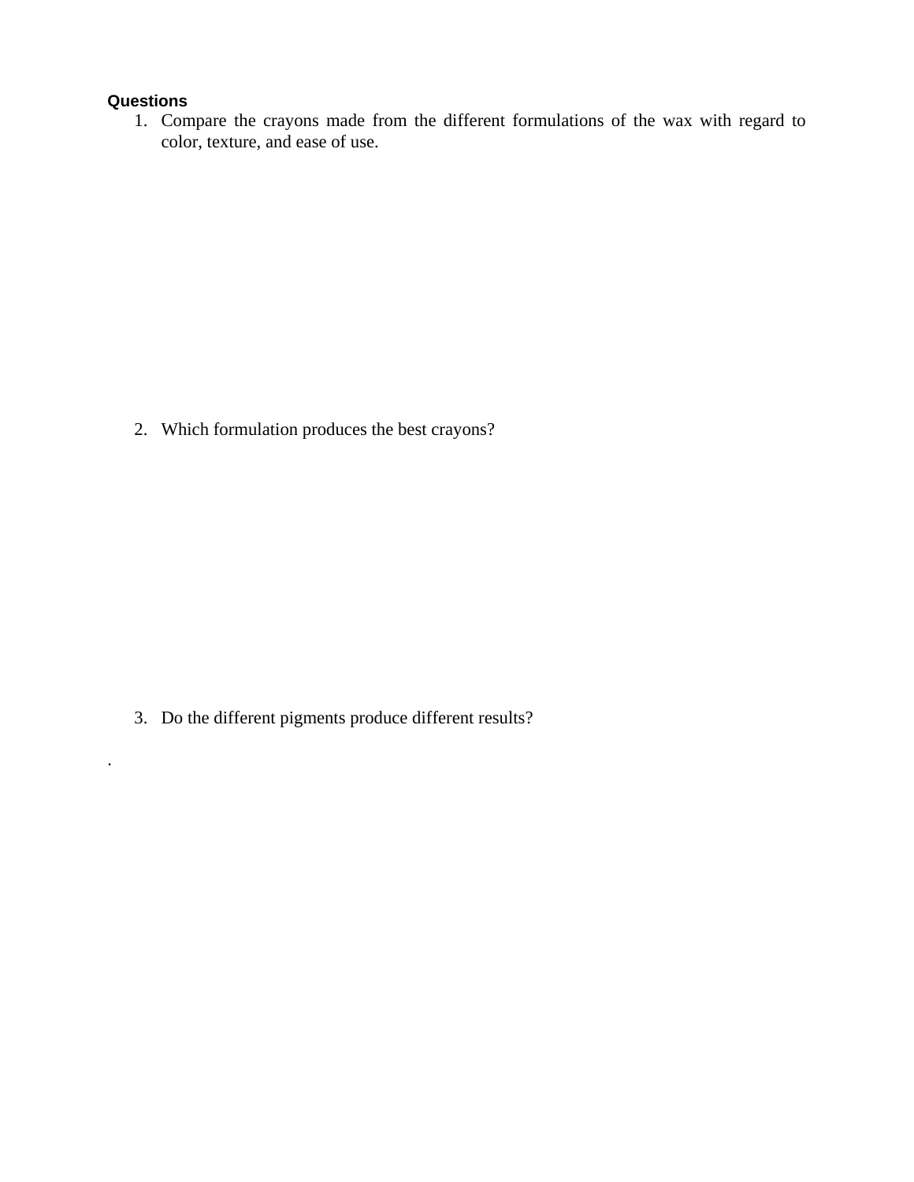**Questions**

1. Compare the crayons made from the different formulations of the wax with regard to color, texture, and ease of use.

2. Which formulation produces the best crayons?

3. Do the different pigments produce different results?

.